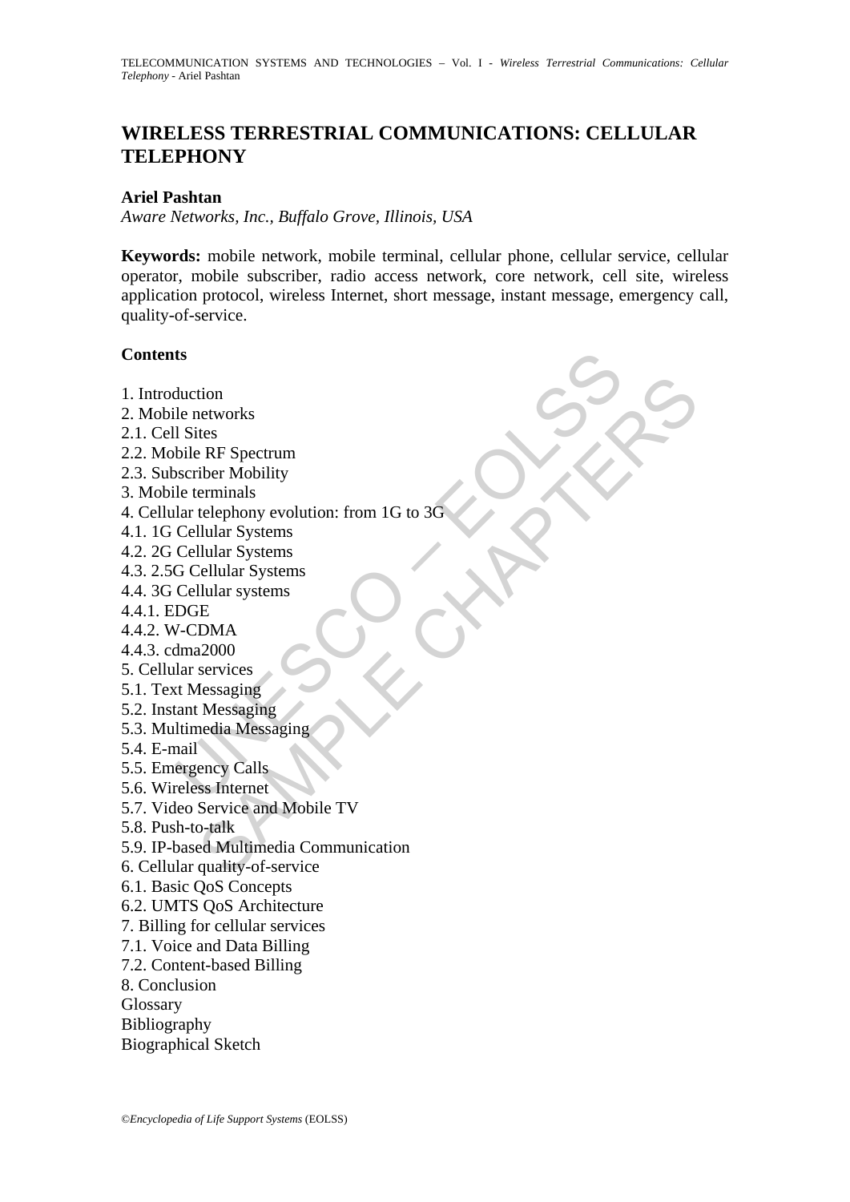# WIRELESS TERRESTRIAL COMMUNICATIONS: CELLULAR TELEPHONY

**Ariel Pashtan**

*Aware Networks, Inc., Buffalo Grove, Illinois, USA*

**Keywords:** mobile network, mobile terminal, cellular phone, cellular service, cellular operator, mobile subscriber, radio access network, core network, cell site, wireless application protocol, wireless Internet, short message, instant message, emergency call, quality-of-service.

## Contents

1. Introduction
2. Mobile networks
2.1. Cell Sites
2.2. Mobile RF Spectrum
2.3. Subscriber Mobility
3. Mobile terminals
4. Cellular telephony evolution: from 1G to 3G
4.1. 1G Cellular Systems
4.2. 2G Cellular Systems
4.3. 2.5G Cellular Systems
4.4. 3G Cellular systems
4.4.1. EDGE
4.4.2. W-CDMA
4.4.3. cdma2000
5. Cellular services
5.1. Text Messaging
5.2. Instant Messaging
5.3. Multimedia Messaging
5.4. E-mail
5.5. Emergency Calls
5.6. Wireless Internet
5.7. Video Service and Mobile TV
5.8. Push-to-talk
5.9. IP-based Multimedia Communication
6. Cellular quality-of-service
6.1. Basic QoS Concepts
6.2. UMTS QoS Architecture
7. Billing for cellular services
7.1. Voice and Data Billing
7.2. Content-based Billing
8. Conclusion
Glossary
Bibliography
Biographical Sketch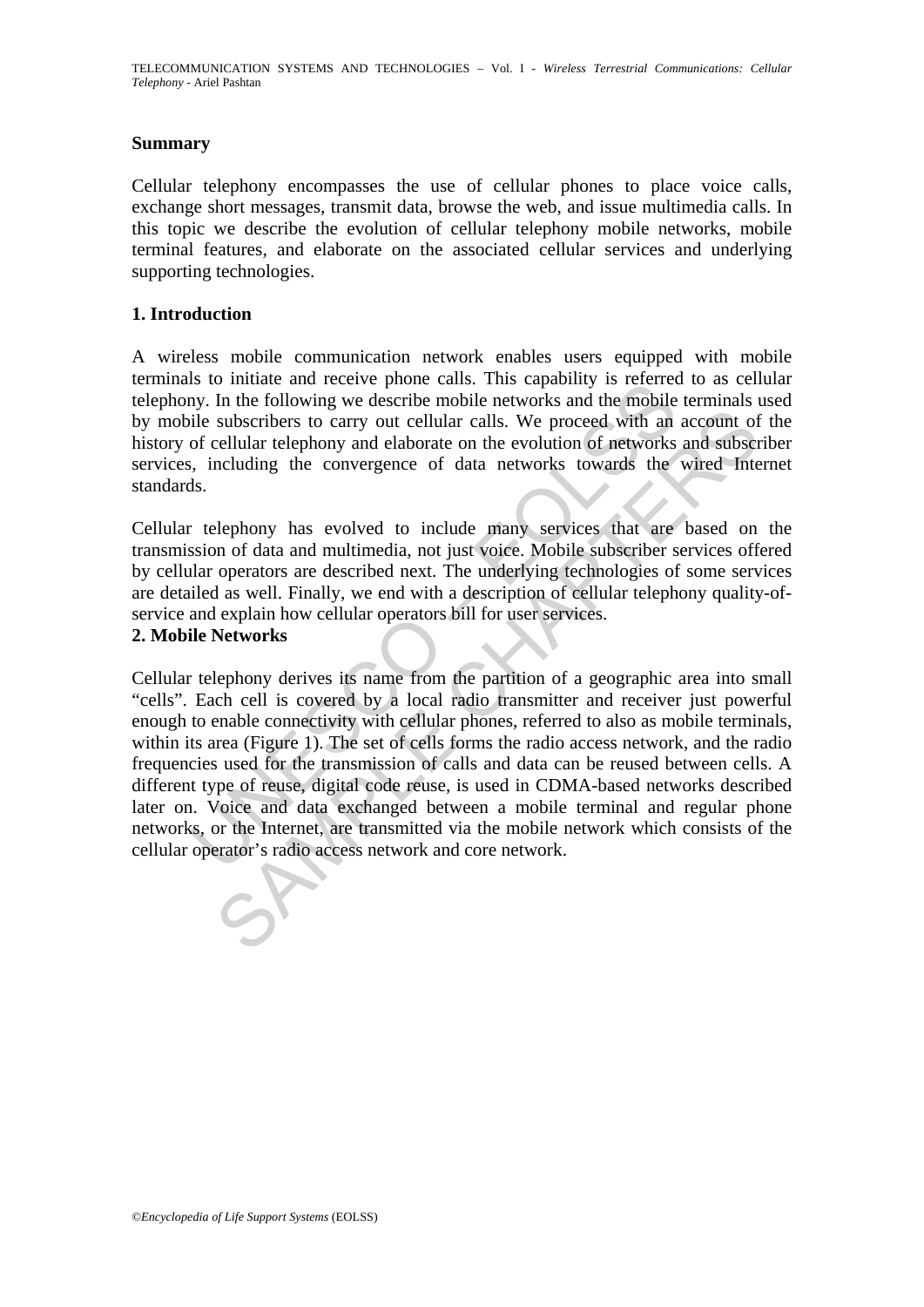## Summary

Cellular telephony encompasses the use of cellular phones to place voice calls, exchange short messages, transmit data, browse the web, and issue multimedia calls. In this topic we describe the evolution of cellular telephony mobile networks, mobile terminal features, and elaborate on the associated cellular services and underlying supporting technologies.

## 1. Introduction

A wireless mobile communication network enables users equipped with mobile terminals to initiate and receive phone calls. This capability is referred to as cellular telephony. In the following we describe mobile networks and the mobile terminals used by mobile subscribers to carry out cellular calls. We proceed with an account of the history of cellular telephony and elaborate on the evolution of networks and subscriber services, including the convergence of data networks towards the wired Internet standards.

Cellular telephony has evolved to include many services that are based on the transmission of data and multimedia, not just voice. Mobile subscriber services offered by cellular operators are described next. The underlying technologies of some services are detailed as well. Finally, we end with a description of cellular telephony quality-of-service and explain how cellular operators bill for user services.

## 2. Mobile Networks

Cellular telephony derives its name from the partition of a geographic area into small "cells". Each cell is covered by a local radio transmitter and receiver just powerful enough to enable connectivity with cellular phones, referred to also as mobile terminals, within its area (Figure 1). The set of cells forms the radio access network, and the radio frequencies used for the transmission of calls and data can be reused between cells. A different type of reuse, digital code reuse, is used in CDMA-based networks described later on. Voice and data exchanged between a mobile terminal and regular phone networks, or the Internet, are transmitted via the mobile network which consists of the cellular operator's radio access network and core network.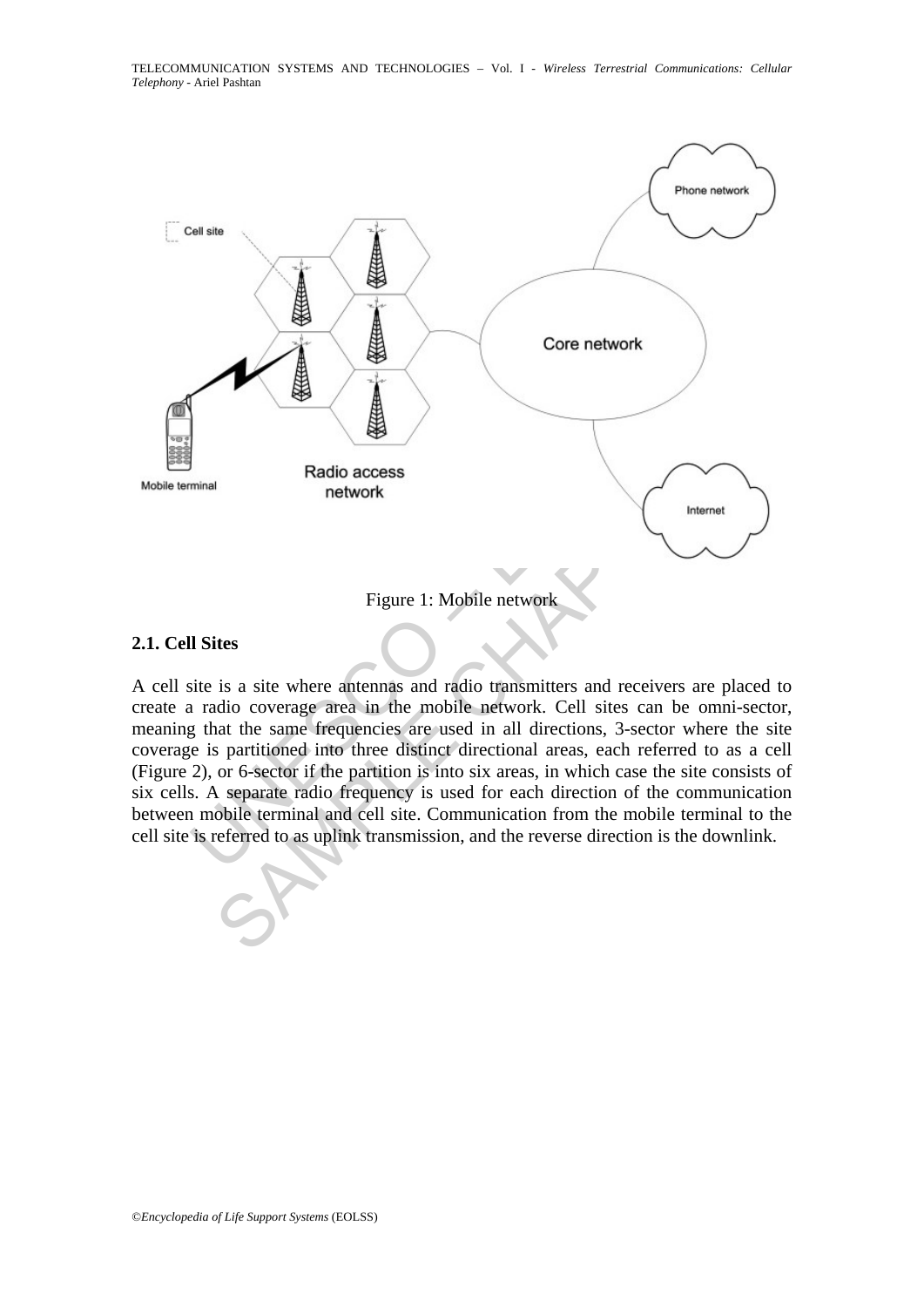Cell site

Mobile terminal

Radio access network

Core network

Phone network

Internet

Figure 1: Mobile network

### 2.1. Cell Sites

A cell site is a site where antennas and radio transmitters and receivers are placed to create a radio coverage area in the mobile network. Cell sites can be omni-sector, meaning that the same frequencies are used in all directions, 3-sector where the site coverage is partitioned into three distinct directional areas, each referred to as a cell (Figure 2), or 6-sector if the partition is into six areas, in which case the site consists of six cells. A separate radio frequency is used for each direction of the communication between mobile terminal and cell site. Communication from the mobile terminal to the cell site is referred to as uplink transmission, and the reverse direction is the downlink.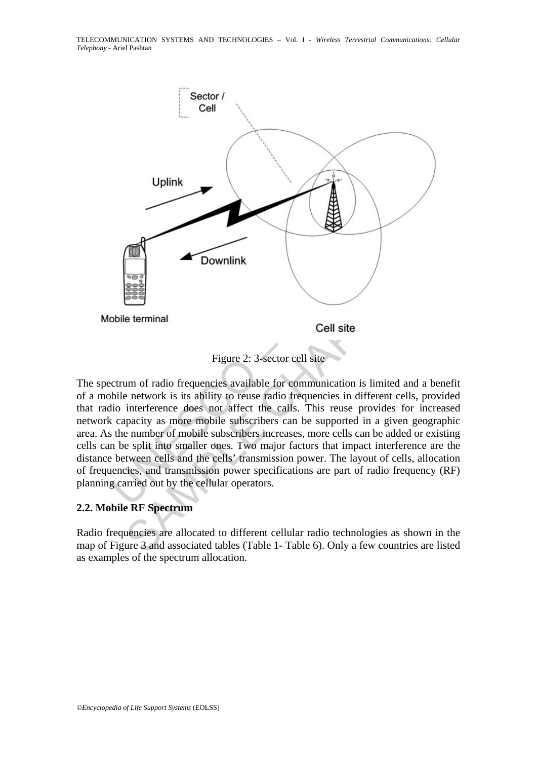Sector / Cell

Uplink

Downlink

Mobile terminal

Cell site

Figure 2: 3-sector cell site

The spectrum of radio frequencies available for communication is limited and a benefit of a mobile network is its ability to reuse radio frequencies in different cells, provided that radio interference does not affect the calls. This reuse provides for increased network capacity as more mobile subscribers can be supported in a given geographic area. As the number of mobile subscribers increases, more cells can be added or existing cells can be split into smaller ones. Two major factors that impact interference are the distance between cells and the cells' transmission power. The layout of cells, allocation of frequencies, and transmission power specifications are part of radio frequency (RF) planning carried out by the cellular operators.

## 2.2. Mobile RF Spectrum

Radio frequencies are allocated to different cellular radio technologies as shown in the map of Figure 3 and associated tables (Table 1- Table 6). Only a few countries are listed as examples of the spectrum allocation.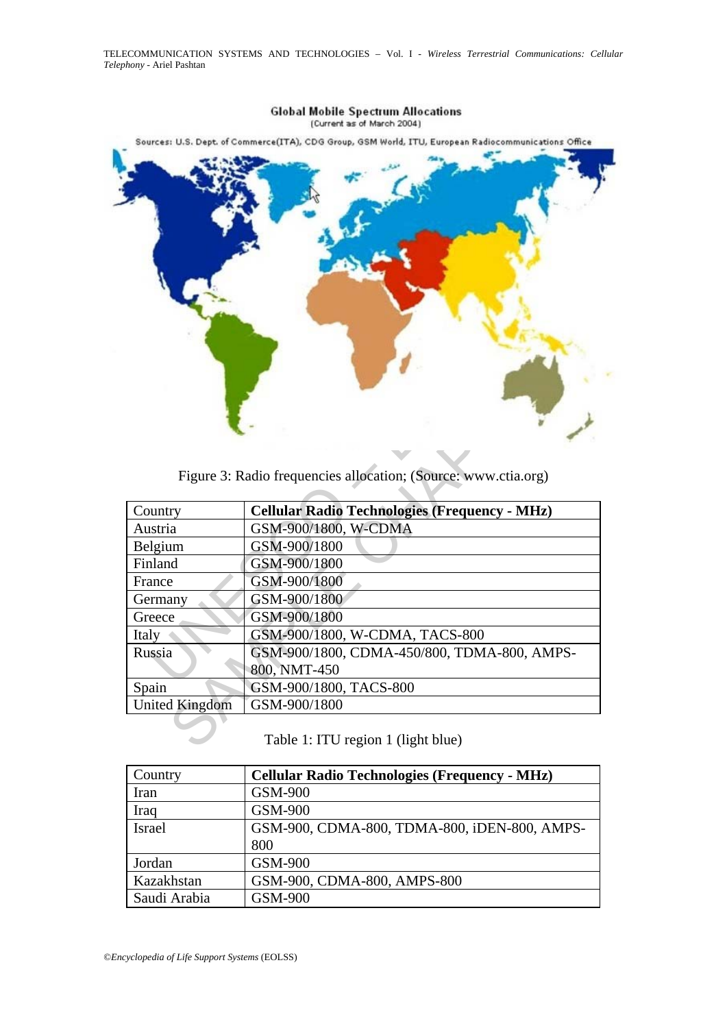Global Mobile Spectrum Allocations
(Current as of March 2004)

Sources: U.S. Dept. of Commerce(ITA), CDG Group, GSM World, ITU, European Radiocommunications Office

Figure 3: Radio frequencies allocation; (Source: www.ctia.org)

| Country | **Cellular Radio Technologies (Frequency - MHz)** |
|---|---|
| Austria | GSM-900/1800, W-CDMA |
| Belgium | GSM-900/1800 |
| Finland | GSM-900/1800 |
| France | GSM-900/1800 |
| Germany | GSM-900/1800 |
| Greece | GSM-900/1800 |
| Italy | GSM-900/1800, W-CDMA, TACS-800 |
| Russia | GSM-900/1800, CDMA-450/800, TDMA-800, AMPS-800, NMT-450 |
| Spain | GSM-900/1800, TACS-800 |
| United Kingdom | GSM-900/1800 |

Table 1: ITU region 1 (light blue)

| Country | **Cellular Radio Technologies (Frequency - MHz)** |
|---|---|
| Iran | GSM-900 |
| Iraq | GSM-900 |
| Israel | GSM-900, CDMA-800, TDMA-800, iDEN-800, AMPS-800 |
| Jordan | GSM-900 |
| Kazakhstan | GSM-900, CDMA-800, AMPS-800 |
| Saudi Arabia | GSM-900 |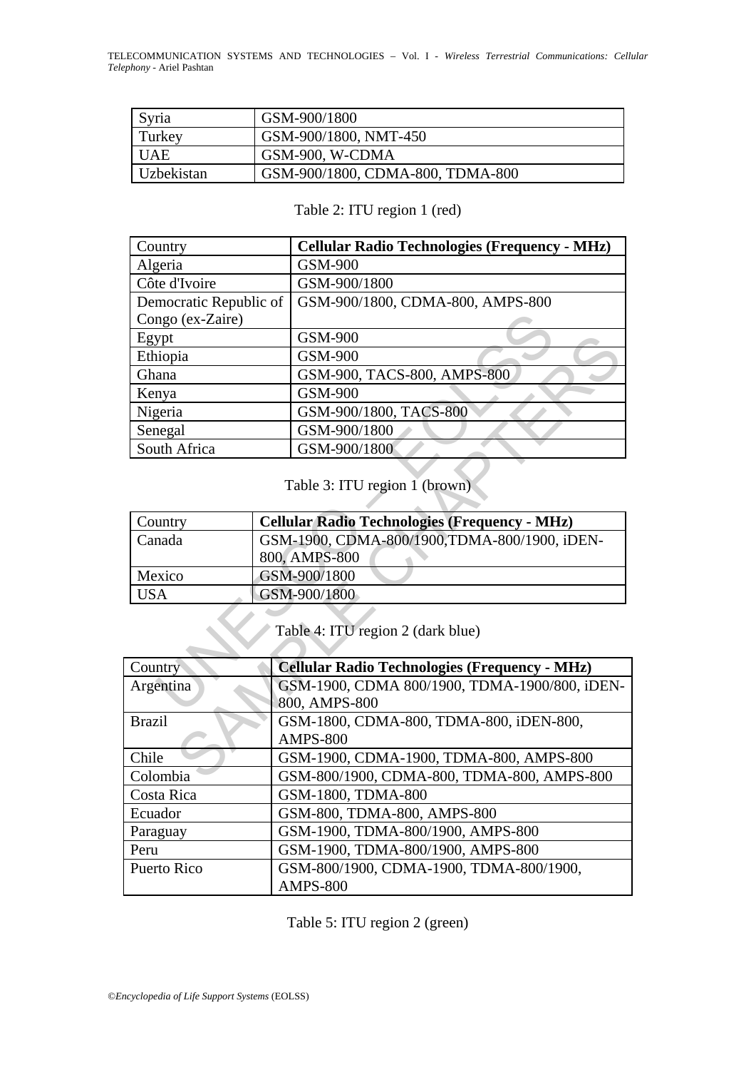| | |
|---|---|
| Syria | GSM-900/1800 |
| Turkey | GSM-900/1800, NMT-450 |
| UAE | GSM-900, W-CDMA |
| Uzbekistan | GSM-900/1800, CDMA-800, TDMA-800 |

Table 2: ITU region 1 (red)

| Country | **Cellular Radio Technologies (Frequency - MHz)** |
|---|---|
| Algeria | GSM-900 |
| Côte d'Ivoire | GSM-900/1800 |
| Democratic Republic of Congo (ex-Zaire) | GSM-900/1800, CDMA-800, AMPS-800 |
| Egypt | GSM-900 |
| Ethiopia | GSM-900 |
| Ghana | GSM-900, TACS-800, AMPS-800 |
| Kenya | GSM-900 |
| Nigeria | GSM-900/1800, TACS-800 |
| Senegal | GSM-900/1800 |
| South Africa | GSM-900/1800 |

Table 3: ITU region 1 (brown)

| Country | **Cellular Radio Technologies (Frequency - MHz)** |
|---|---|
| Canada | GSM-1900, CDMA-800/1900,TDMA-800/1900, iDEN-800, AMPS-800 |
| Mexico | GSM-900/1800 |
| USA | GSM-900/1800 |

Table 4: ITU region 2 (dark blue)

| Country | **Cellular Radio Technologies (Frequency - MHz)** |
|---|---|
| Argentina | GSM-1900, CDMA 800/1900, TDMA-1900/800, iDEN-800, AMPS-800 |
| Brazil | GSM-1800, CDMA-800, TDMA-800, iDEN-800, AMPS-800 |
| Chile | GSM-1900, CDMA-1900, TDMA-800, AMPS-800 |
| Colombia | GSM-800/1900, CDMA-800, TDMA-800, AMPS-800 |
| Costa Rica | GSM-1800, TDMA-800 |
| Ecuador | GSM-800, TDMA-800, AMPS-800 |
| Paraguay | GSM-1900, TDMA-800/1900, AMPS-800 |
| Peru | GSM-1900, TDMA-800/1900, AMPS-800 |
| Puerto Rico | GSM-800/1900, CDMA-1900, TDMA-800/1900, AMPS-800 |

Table 5: ITU region 2 (green)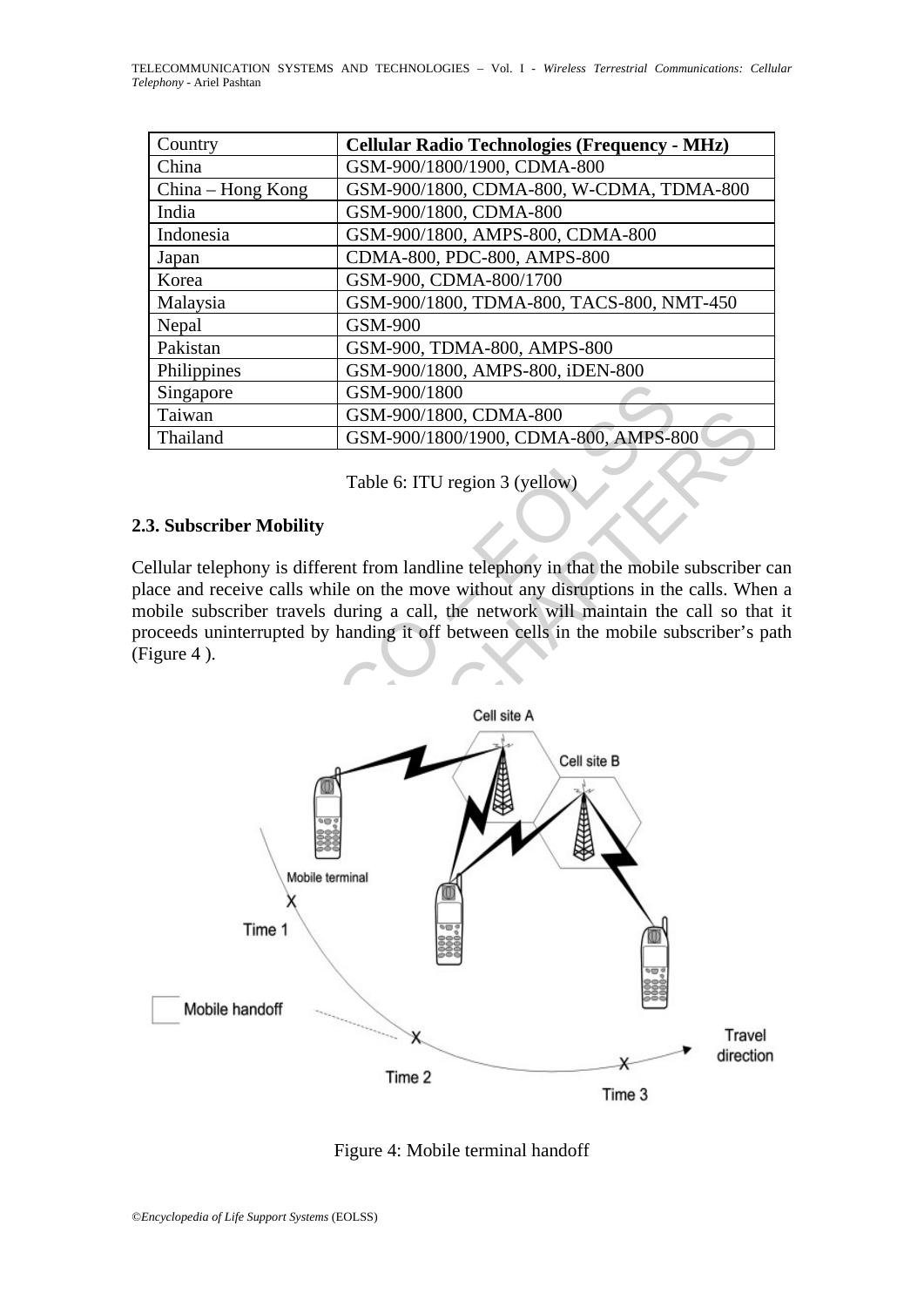| Country | Cellular Radio Technologies (Frequency - MHz) |
|---|---|
| China | GSM-900/1800/1900, CDMA-800 |
| China – Hong Kong | GSM-900/1800, CDMA-800, W-CDMA, TDMA-800 |
| India | GSM-900/1800, CDMA-800 |
| Indonesia | GSM-900/1800, AMPS-800, CDMA-800 |
| Japan | CDMA-800, PDC-800, AMPS-800 |
| Korea | GSM-900, CDMA-800/1700 |
| Malaysia | GSM-900/1800, TDMA-800, TACS-800, NMT-450 |
| Nepal | GSM-900 |
| Pakistan | GSM-900, TDMA-800, AMPS-800 |
| Philippines | GSM-900/1800, AMPS-800, iDEN-800 |
| Singapore | GSM-900/1800 |
| Taiwan | GSM-900/1800, CDMA-800 |
| Thailand | GSM-900/1800/1900, CDMA-800, AMPS-800 |

Table 6: ITU region 3 (yellow)

### 2.3. Subscriber Mobility

Cellular telephony is different from landline telephony in that the mobile subscriber can place and receive calls while on the move without any disruptions in the calls. When a mobile subscriber travels during a call, the network will maintain the call so that it proceeds uninterrupted by handing it off between cells in the mobile subscriber's path (Figure 4 ).

Cell site A
Cell site B
Mobile terminal
Time 1
Mobile handoff
Time 2
Time 3
Travel direction

Figure 4: Mobile terminal handoff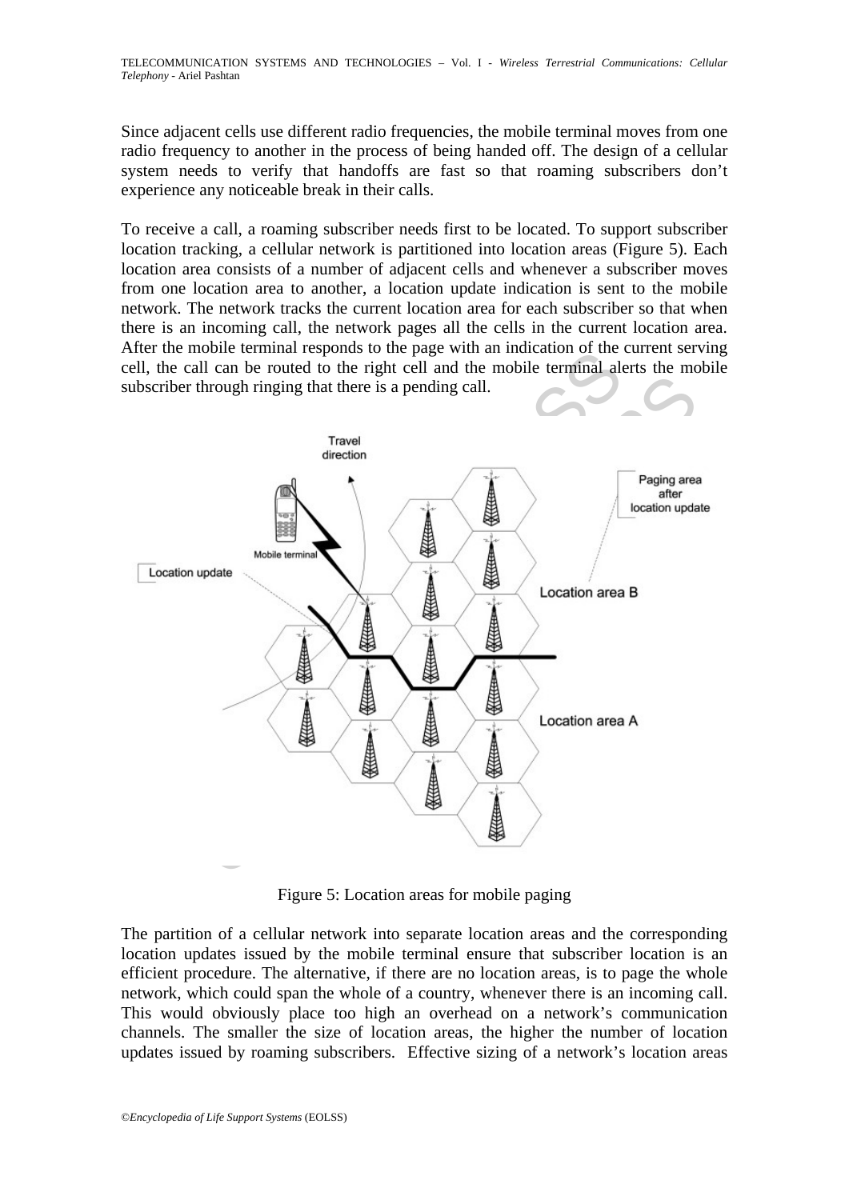Since adjacent cells use different radio frequencies, the mobile terminal moves from one radio frequency to another in the process of being handed off. The design of a cellular system needs to verify that handoffs are fast so that roaming subscribers don't experience any noticeable break in their calls.

To receive a call, a roaming subscriber needs first to be located. To support subscriber location tracking, a cellular network is partitioned into location areas (Figure 5). Each location area consists of a number of adjacent cells and whenever a subscriber moves from one location area to another, a location update indication is sent to the mobile network. The network tracks the current location area for each subscriber so that when there is an incoming call, the network pages all the cells in the current location area. After the mobile terminal responds to the page with an indication of the current serving cell, the call can be routed to the right cell and the mobile terminal alerts the mobile subscriber through ringing that there is a pending call.

Travel direction

Paging area after location update

Mobile terminal

Location update

Location area B

Location area A

Figure 5: Location areas for mobile paging

The partition of a cellular network into separate location areas and the corresponding location updates issued by the mobile terminal ensure that subscriber location is an efficient procedure. The alternative, if there are no location areas, is to page the whole network, which could span the whole of a country, whenever there is an incoming call. This would obviously place too high an overhead on a network's communication channels. The smaller the size of location areas, the higher the number of location updates issued by roaming subscribers. Effective sizing of a network's location areas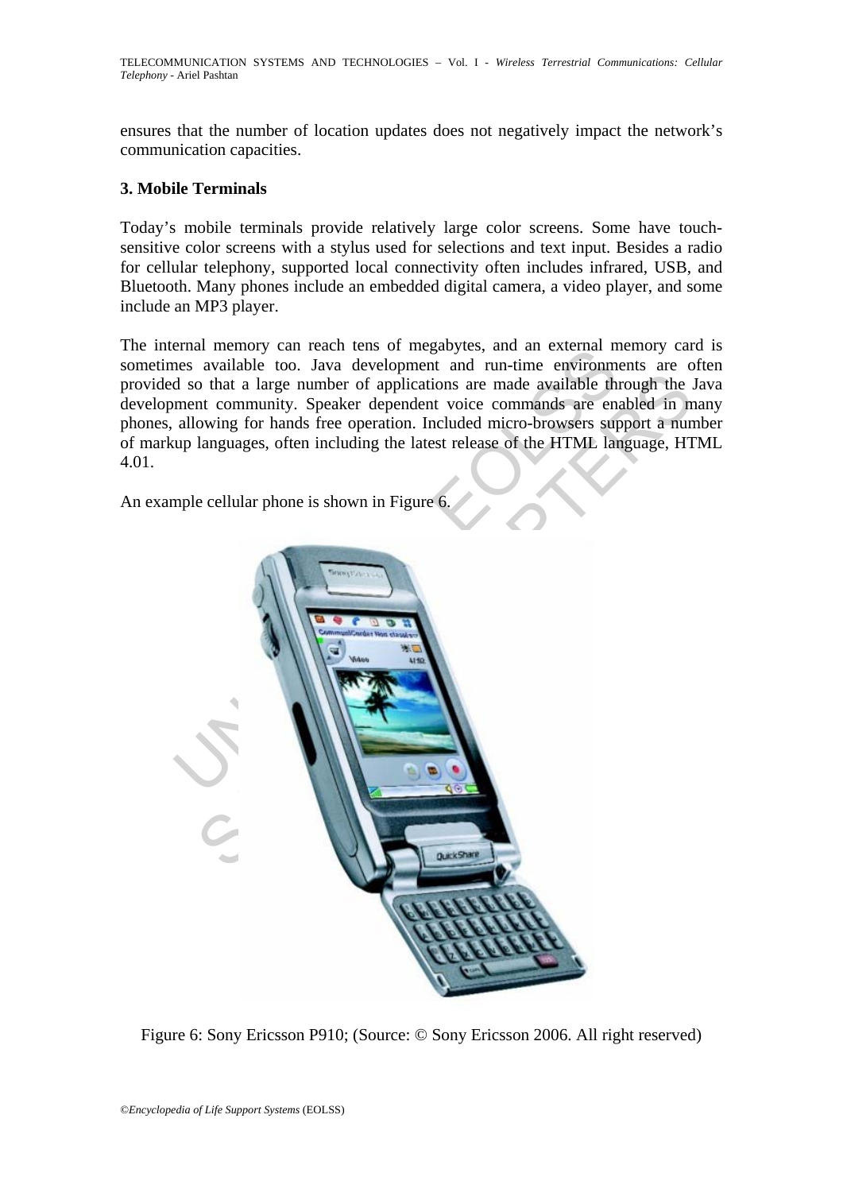ensures that the number of location updates does not negatively impact the network's communication capacities.

## 3. Mobile Terminals

Today's mobile terminals provide relatively large color screens. Some have touch-sensitive color screens with a stylus used for selections and text input. Besides a radio for cellular telephony, supported local connectivity often includes infrared, USB, and Bluetooth. Many phones include an embedded digital camera, a video player, and some include an MP3 player.

The internal memory can reach tens of megabytes, and an external memory card is sometimes available too. Java development and run-time environments are often provided so that a large number of applications are made available through the Java development community. Speaker dependent voice commands are enabled in many phones, allowing for hands free operation. Included micro-browsers support a number of markup languages, often including the latest release of the HTML language, HTML 4.01.

An example cellular phone is shown in Figure 6.

Figure 6: Sony Ericsson P910; (Source: © Sony Ericsson 2006. All right reserved)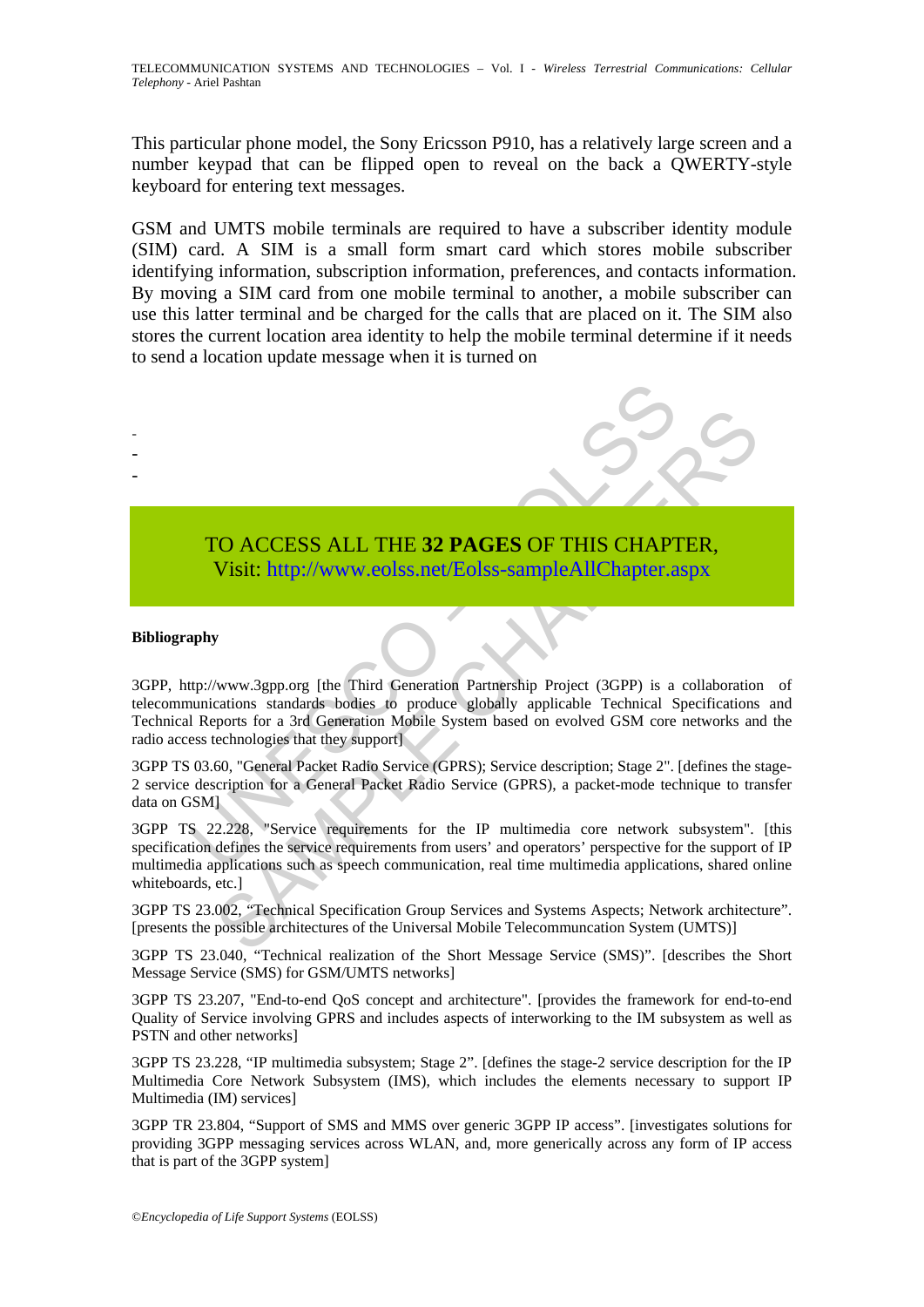This particular phone model, the Sony Ericsson P910, has a relatively large screen and a number keypad that can be flipped open to reveal on the back a QWERTY-style keyboard for entering text messages.

GSM and UMTS mobile terminals are required to have a subscriber identity module (SIM) card. A SIM is a small form smart card which stores mobile subscriber identifying information, subscription information, preferences, and contacts information. By moving a SIM card from one mobile terminal to another, a mobile subscriber can use this latter terminal and be charged for the calls that are placed on it. The SIM also stores the current location area identity to help the mobile terminal determine if it needs to send a location update message when it is turned on

-
-
-

TO ACCESS ALL THE **32 PAGES** OF THIS CHAPTER,
Visit: http://www.eolss.net/Eolss-sampleAllChapter.aspx

**Bibliography**

3GPP, http://www.3gpp.org [the Third Generation Partnership Project (3GPP) is a collaboration of telecommunications standards bodies to produce globally applicable Technical Specifications and Technical Reports for a 3rd Generation Mobile System based on evolved GSM core networks and the radio access technologies that they support]

3GPP TS 03.60, "General Packet Radio Service (GPRS); Service description; Stage 2". [defines the stage-2 service description for a General Packet Radio Service (GPRS), a packet-mode technique to transfer data on GSM]

3GPP TS 22.228, "Service requirements for the IP multimedia core network subsystem". [this specification defines the service requirements from users' and operators' perspective for the support of IP multimedia applications such as speech communication, real time multimedia applications, shared online whiteboards, etc.]

3GPP TS 23.002, "Technical Specification Group Services and Systems Aspects; Network architecture". [presents the possible architectures of the Universal Mobile Telecommuncation System (UMTS)]

3GPP TS 23.040, "Technical realization of the Short Message Service (SMS)". [describes the Short Message Service (SMS) for GSM/UMTS networks]

3GPP TS 23.207, "End-to-end QoS concept and architecture". [provides the framework for end-to-end Quality of Service involving GPRS and includes aspects of interworking to the IM subsystem as well as PSTN and other networks]

3GPP TS 23.228, "IP multimedia subsystem; Stage 2". [defines the stage-2 service description for the IP Multimedia Core Network Subsystem (IMS), which includes the elements necessary to support IP Multimedia (IM) services]

3GPP TR 23.804, "Support of SMS and MMS over generic 3GPP IP access". [investigates solutions for providing 3GPP messaging services across WLAN, and, more generically across any form of IP access that is part of the 3GPP system]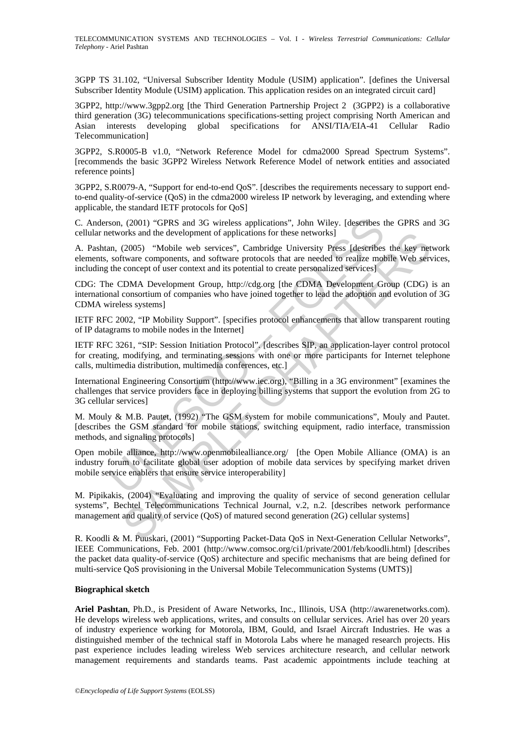3GPP TS 31.102, "Universal Subscriber Identity Module (USIM) application". [defines the Universal Subscriber Identity Module (USIM) application. This application resides on an integrated circuit card]

3GPP2, http://www.3gpp2.org [the Third Generation Partnership Project 2 (3GPP2) is a collaborative third generation (3G) telecommunications specifications-setting project comprising North American and Asian interests developing global specifications for ANSI/TIA/EIA-41 Cellular Radio Telecommunication]

3GPP2, S.R0005-B v1.0, "Network Reference Model for cdma2000 Spread Spectrum Systems". [recommends the basic 3GPP2 Wireless Network Reference Model of network entities and associated reference points]

3GPP2, S.R0079-A, "Support for end-to-end QoS". [describes the requirements necessary to support end-to-end quality-of-service (QoS) in the cdma2000 wireless IP network by leveraging, and extending where applicable, the standard IETF protocols for QoS]

C. Anderson, (2001) "GPRS and 3G wireless applications", John Wiley. [describes the GPRS and 3G cellular networks and the development of applications for these networks]

A. Pashtan, (2005) "Mobile web services", Cambridge University Press [describes the key network elements, software components, and software protocols that are needed to realize mobile Web services, including the concept of user context and its potential to create personalized services]

CDG: The CDMA Development Group, http://cdg.org [the CDMA Development Group (CDG) is an international consortium of companies who have joined together to lead the adoption and evolution of 3G CDMA wireless systems]

IETF RFC 2002, "IP Mobility Support". [specifies protocol enhancements that allow transparent routing of IP datagrams to mobile nodes in the Internet]

IETF RFC 3261, "SIP: Session Initiation Protocol". [describes SIP, an application-layer control protocol for creating, modifying, and terminating sessions with one or more participants for Internet telephone calls, multimedia distribution, multimedia conferences, etc.]

International Engineering Consortium (http://www.iec.org), "Billing in a 3G environment" [examines the challenges that service providers face in deploying billing systems that support the evolution from 2G to 3G cellular services]

M. Mouly & M.B. Pautet, (1992) "The GSM system for mobile communications", Mouly and Pautet. [describes the GSM standard for mobile stations, switching equipment, radio interface, transmission methods, and signaling protocols]

Open mobile alliance, http://www.openmobilealliance.org/ [the Open Mobile Alliance (OMA) is an industry forum to facilitate global user adoption of mobile data services by specifying market driven mobile service enablers that ensure service interoperability]

M. Pipikakis, (2004) "Evaluating and improving the quality of service of second generation cellular systems", Bechtel Telecommunications Technical Journal, v.2, n.2. [describes network performance management and quality of service (QoS) of matured second generation (2G) cellular systems]

R. Koodli & M. Puuskari, (2001) "Supporting Packet-Data QoS in Next-Generation Cellular Networks", IEEE Communications, Feb. 2001 (http://www.comsoc.org/ci1/private/2001/feb/koodli.html) [describes the packet data quality-of-service (QoS) architecture and specific mechanisms that are being defined for multi-service QoS provisioning in the Universal Mobile Telecommunication Systems (UMTS)]

**Biographical sketch**

**Ariel Pashtan**, Ph.D., is President of Aware Networks, Inc., Illinois, USA (http://awarenetworks.com). He develops wireless web applications, writes, and consults on cellular services. Ariel has over 20 years of industry experience working for Motorola, IBM, Gould, and Israel Aircraft Industries. He was a distinguished member of the technical staff in Motorola Labs where he managed research projects. His past experience includes leading wireless Web services architecture research, and cellular network management requirements and standards teams. Past academic appointments include teaching at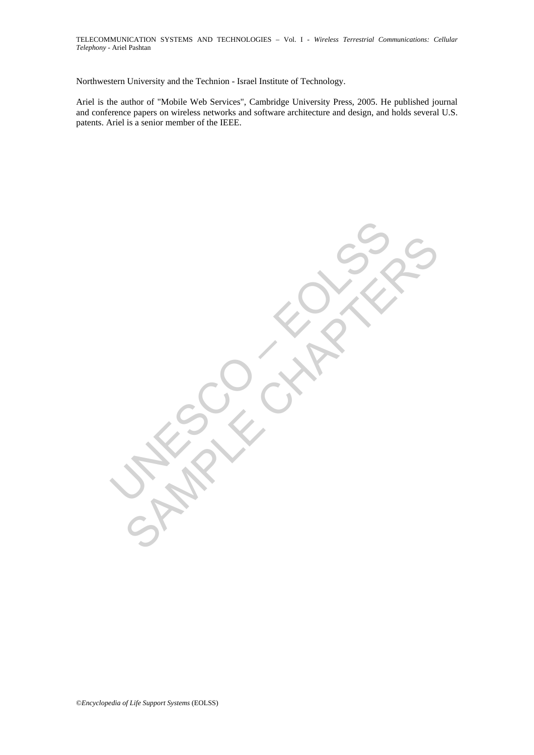Northwestern University and the Technion - Israel Institute of Technology.

Ariel is the author of "Mobile Web Services", Cambridge University Press, 2005. He published journal and conference papers on wireless networks and software architecture and design, and holds several U.S. patents. Ariel is a senior member of the IEEE.